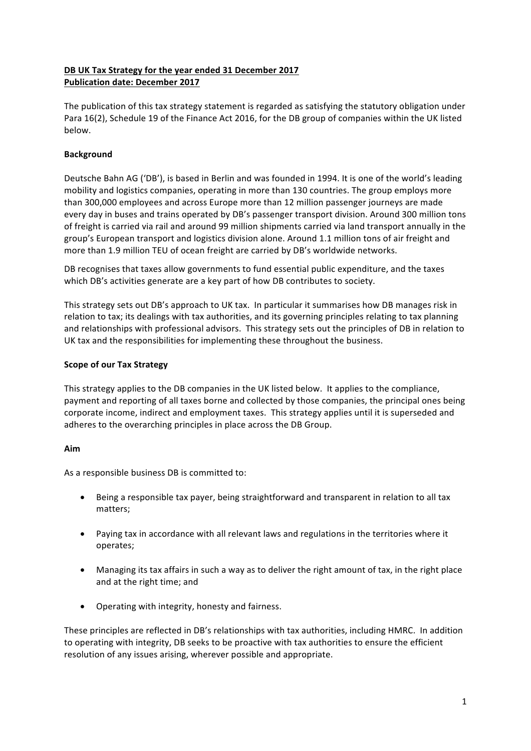**DB UK Tax Strategy for the year ended 31 December 2017**
**Publication date: December 2017**

The publication of this tax strategy statement is regarded as satisfying the statutory obligation under Para 16(2), Schedule 19 of the Finance Act 2016, for the DB group of companies within the UK listed below.

**Background**

Deutsche Bahn AG ('DB'), is based in Berlin and was founded in 1994. It is one of the world's leading mobility and logistics companies, operating in more than 130 countries. The group employs more than 300,000 employees and across Europe more than 12 million passenger journeys are made every day in buses and trains operated by DB's passenger transport division. Around 300 million tons of freight is carried via rail and around 99 million shipments carried via land transport annually in the group's European transport and logistics division alone. Around 1.1 million tons of air freight and more than 1.9 million TEU of ocean freight are carried by DB's worldwide networks.

DB recognises that taxes allow governments to fund essential public expenditure, and the taxes which DB's activities generate are a key part of how DB contributes to society.

This strategy sets out DB's approach to UK tax. In particular it summarises how DB manages risk in relation to tax; its dealings with tax authorities, and its governing principles relating to tax planning and relationships with professional advisors. This strategy sets out the principles of DB in relation to UK tax and the responsibilities for implementing these throughout the business.

**Scope of our Tax Strategy**

This strategy applies to the DB companies in the UK listed below. It applies to the compliance, payment and reporting of all taxes borne and collected by those companies, the principal ones being corporate income, indirect and employment taxes. This strategy applies until it is superseded and adheres to the overarching principles in place across the DB Group.

**Aim**

As a responsible business DB is committed to:

- Being a responsible tax payer, being straightforward and transparent in relation to all tax matters;
- Paying tax in accordance with all relevant laws and regulations in the territories where it operates;
- Managing its tax affairs in such a way as to deliver the right amount of tax, in the right place and at the right time; and
- Operating with integrity, honesty and fairness.

These principles are reflected in DB's relationships with tax authorities, including HMRC. In addition to operating with integrity, DB seeks to be proactive with tax authorities to ensure the efficient resolution of any issues arising, wherever possible and appropriate.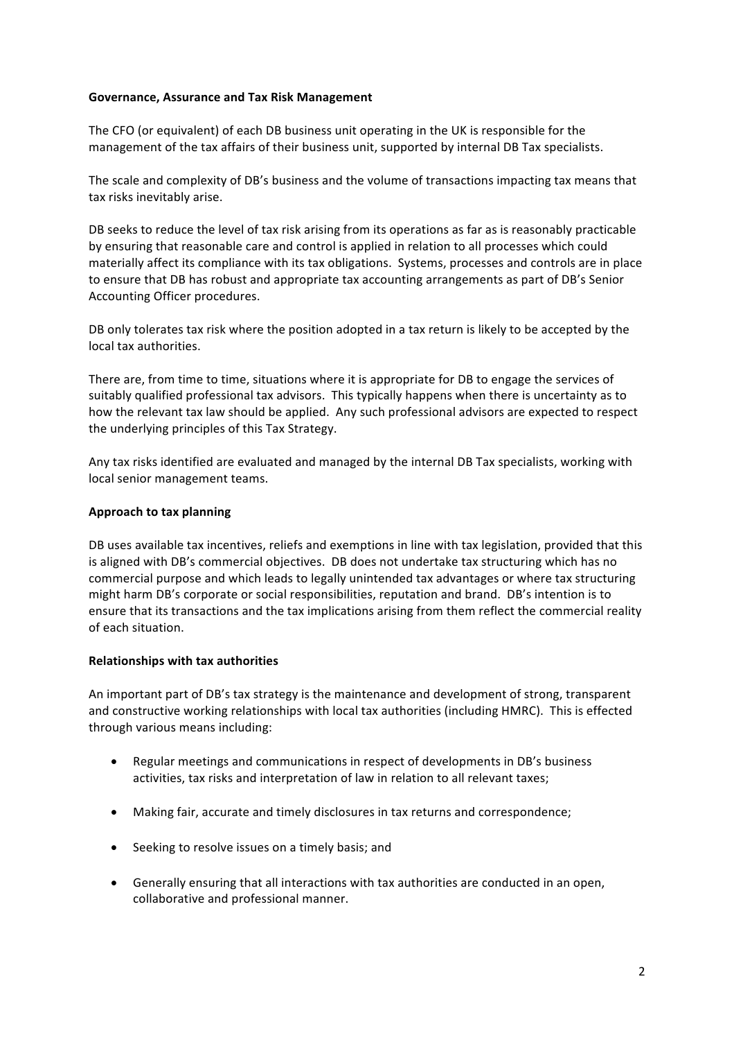**Governance, Assurance and Tax Risk Management**

The CFO (or equivalent) of each DB business unit operating in the UK is responsible for the management of the tax affairs of their business unit, supported by internal DB Tax specialists.

The scale and complexity of DB's business and the volume of transactions impacting tax means that tax risks inevitably arise.

DB seeks to reduce the level of tax risk arising from its operations as far as is reasonably practicable by ensuring that reasonable care and control is applied in relation to all processes which could materially affect its compliance with its tax obligations. Systems, processes and controls are in place to ensure that DB has robust and appropriate tax accounting arrangements as part of DB's Senior Accounting Officer procedures.

DB only tolerates tax risk where the position adopted in a tax return is likely to be accepted by the local tax authorities.

There are, from time to time, situations where it is appropriate for DB to engage the services of suitably qualified professional tax advisors. This typically happens when there is uncertainty as to how the relevant tax law should be applied. Any such professional advisors are expected to respect the underlying principles of this Tax Strategy.

Any tax risks identified are evaluated and managed by the internal DB Tax specialists, working with local senior management teams.

**Approach to tax planning**

DB uses available tax incentives, reliefs and exemptions in line with tax legislation, provided that this is aligned with DB's commercial objectives. DB does not undertake tax structuring which has no commercial purpose and which leads to legally unintended tax advantages or where tax structuring might harm DB's corporate or social responsibilities, reputation and brand. DB's intention is to ensure that its transactions and the tax implications arising from them reflect the commercial reality of each situation.

**Relationships with tax authorities**

An important part of DB's tax strategy is the maintenance and development of strong, transparent and constructive working relationships with local tax authorities (including HMRC). This is effected through various means including:

- Regular meetings and communications in respect of developments in DB's business activities, tax risks and interpretation of law in relation to all relevant taxes;
- Making fair, accurate and timely disclosures in tax returns and correspondence;
- Seeking to resolve issues on a timely basis; and
- Generally ensuring that all interactions with tax authorities are conducted in an open, collaborative and professional manner.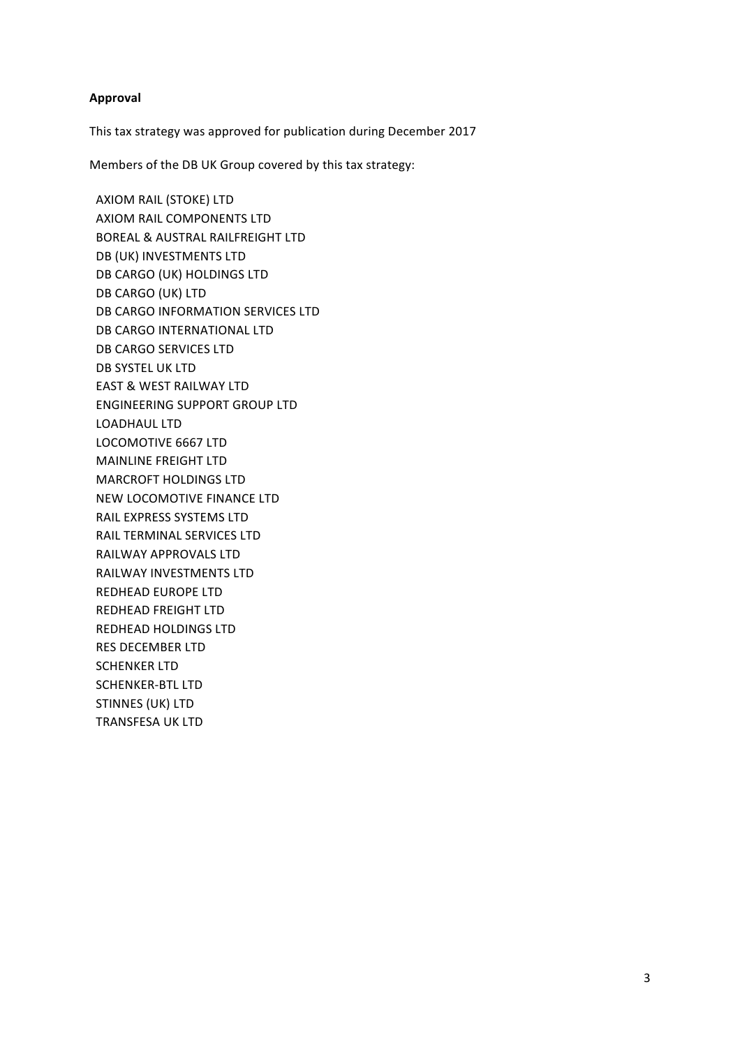**Approval**

This tax strategy was approved for publication during December 2017

Members of the DB UK Group covered by this tax strategy:

AXIOM RAIL (STOKE) LTD
AXIOM RAIL COMPONENTS LTD
BOREAL & AUSTRAL RAILFREIGHT LTD
DB (UK) INVESTMENTS LTD
DB CARGO (UK) HOLDINGS LTD
DB CARGO (UK) LTD
DB CARGO INFORMATION SERVICES LTD
DB CARGO INTERNATIONAL LTD
DB CARGO SERVICES LTD
DB SYSTEL UK LTD
EAST & WEST RAILWAY LTD
ENGINEERING SUPPORT GROUP LTD
LOADHAUL LTD
LOCOMOTIVE 6667 LTD
MAINLINE FREIGHT LTD
MARCROFT HOLDINGS LTD
NEW LOCOMOTIVE FINANCE LTD
RAIL EXPRESS SYSTEMS LTD
RAIL TERMINAL SERVICES LTD
RAILWAY APPROVALS LTD
RAILWAY INVESTMENTS LTD
REDHEAD EUROPE LTD
REDHEAD FREIGHT LTD
REDHEAD HOLDINGS LTD
RES DECEMBER LTD
SCHENKER LTD
SCHENKER-BTL LTD
STINNES (UK) LTD
TRANSFESA UK LTD